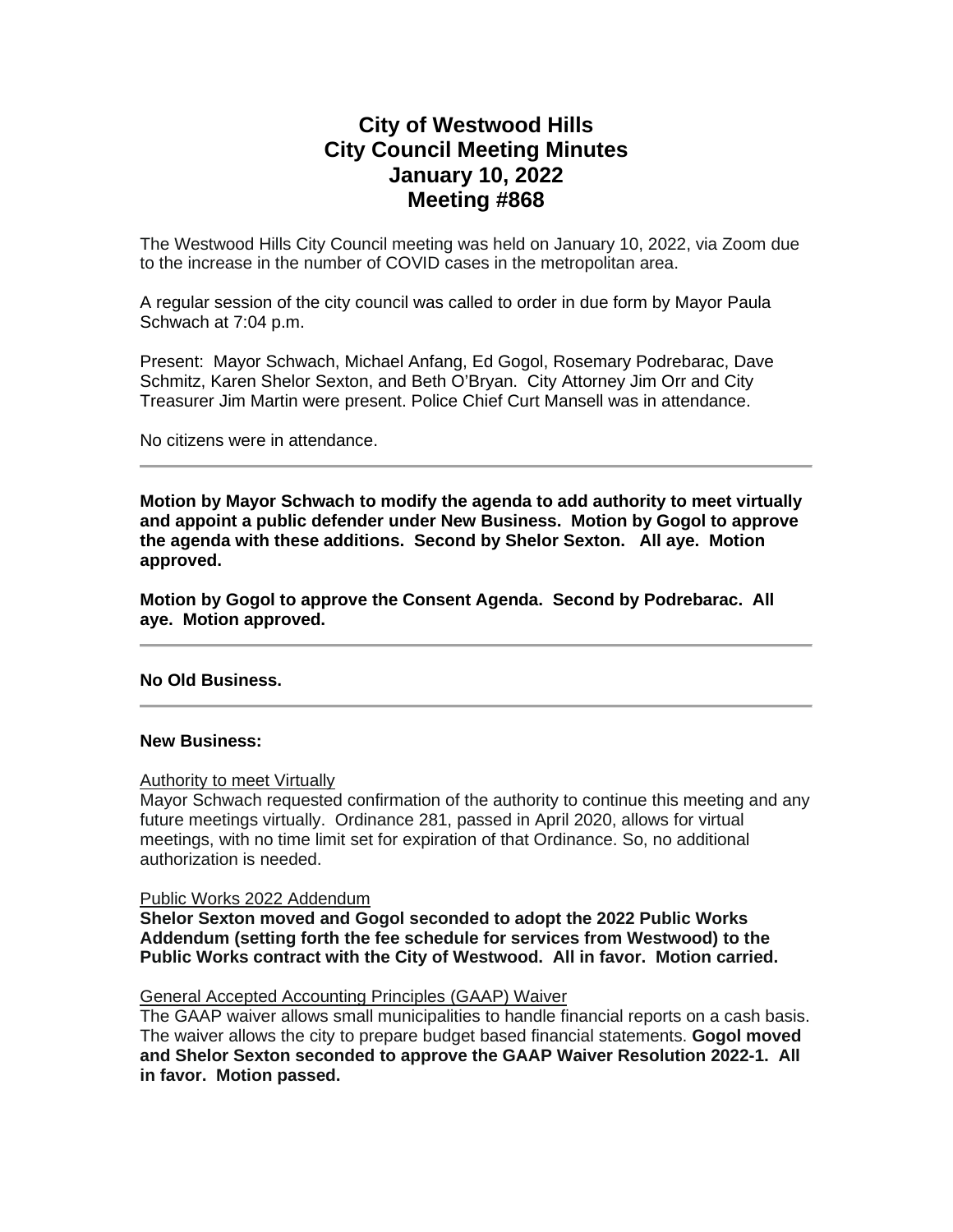# City of Westwood Hills
# City Council Meeting Minutes
# January 10, 2022
# Meeting #868

The Westwood Hills City Council meeting was held on January 10, 2022, via Zoom due to the increase in the number of COVID cases in the metropolitan area.

A regular session of the city council was called to order in due form by Mayor Paula Schwach at 7:04 p.m.

Present: Mayor Schwach, Michael Anfang, Ed Gogol, Rosemary Podrebarac, Dave Schmitz, Karen Shelor Sexton, and Beth O'Bryan. City Attorney Jim Orr and City Treasurer Jim Martin were present. Police Chief Curt Mansell was in attendance.

No citizens were in attendance.

---

**Motion by Mayor Schwach to modify the agenda to add authority to meet virtually and appoint a public defender under New Business. Motion by Gogol to approve the agenda with these additions. Second by Shelor Sexton. All aye. Motion approved.**

**Motion by Gogol to approve the Consent Agenda. Second by Podrebarac. All aye. Motion approved.**

---

**No Old Business.**

---

**New Business:**

Authority to meet Virtually

Mayor Schwach requested confirmation of the authority to continue this meeting and any future meetings virtually. Ordinance 281, passed in April 2020, allows for virtual meetings, with no time limit set for expiration of that Ordinance. So, no additional authorization is needed.

Public Works 2022 Addendum

**Shelor Sexton moved and Gogol seconded to adopt the 2022 Public Works Addendum (setting forth the fee schedule for services from Westwood) to the Public Works contract with the City of Westwood. All in favor. Motion carried.**

General Accepted Accounting Principles (GAAP) Waiver

The GAAP waiver allows small municipalities to handle financial reports on a cash basis. The waiver allows the city to prepare budget based financial statements. **Gogol moved and Shelor Sexton seconded to approve the GAAP Waiver Resolution 2022-1. All in favor. Motion passed.**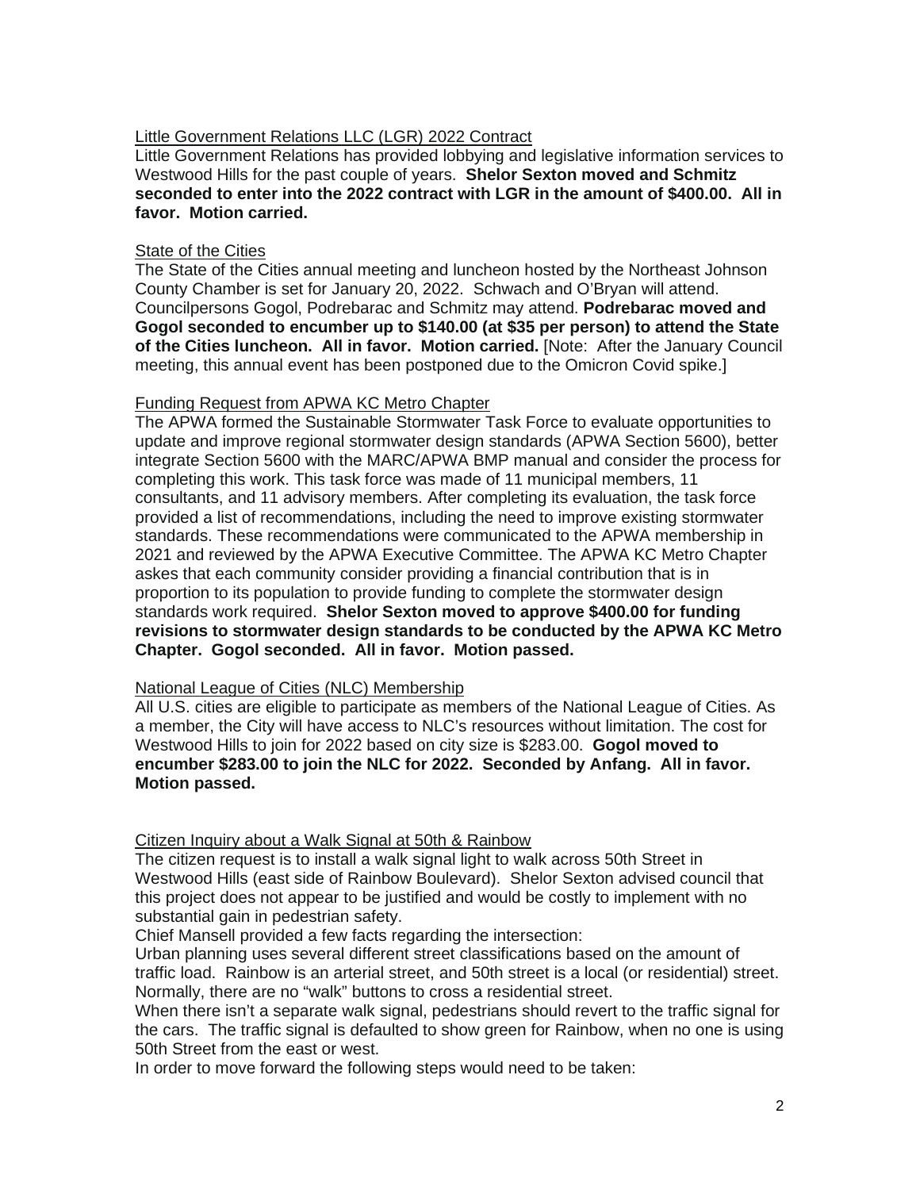Little Government Relations LLC (LGR) 2022 Contract

Little Government Relations has provided lobbying and legislative information services to Westwood Hills for the past couple of years. **Shelor Sexton moved and Schmitz seconded to enter into the 2022 contract with LGR in the amount of $400.00. All in favor. Motion carried.**

State of the Cities

The State of the Cities annual meeting and luncheon hosted by the Northeast Johnson County Chamber is set for January 20, 2022. Schwach and O'Bryan will attend. Councilpersons Gogol, Podrebarac and Schmitz may attend. **Podrebarac moved and Gogol seconded to encumber up to $140.00 (at $35 per person) to attend the State of the Cities luncheon. All in favor. Motion carried.** [Note: After the January Council meeting, this annual event has been postponed due to the Omicron Covid spike.]

Funding Request from APWA KC Metro Chapter

The APWA formed the Sustainable Stormwater Task Force to evaluate opportunities to update and improve regional stormwater design standards (APWA Section 5600), better integrate Section 5600 with the MARC/APWA BMP manual and consider the process for completing this work. This task force was made of 11 municipal members, 11 consultants, and 11 advisory members. After completing its evaluation, the task force provided a list of recommendations, including the need to improve existing stormwater standards. These recommendations were communicated to the APWA membership in 2021 and reviewed by the APWA Executive Committee. The APWA KC Metro Chapter askes that each community consider providing a financial contribution that is in proportion to its population to provide funding to complete the stormwater design standards work required. **Shelor Sexton moved to approve $400.00 for funding revisions to stormwater design standards to be conducted by the APWA KC Metro Chapter. Gogol seconded. All in favor. Motion passed.**

National League of Cities (NLC) Membership

All U.S. cities are eligible to participate as members of the National League of Cities. As a member, the City will have access to NLC's resources without limitation. The cost for Westwood Hills to join for 2022 based on city size is $283.00. **Gogol moved to encumber $283.00 to join the NLC for 2022. Seconded by Anfang. All in favor. Motion passed.**

Citizen Inquiry about a Walk Signal at 50th & Rainbow

The citizen request is to install a walk signal light to walk across 50th Street in Westwood Hills (east side of Rainbow Boulevard). Shelor Sexton advised council that this project does not appear to be justified and would be costly to implement with no substantial gain in pedestrian safety.

Chief Mansell provided a few facts regarding the intersection:

Urban planning uses several different street classifications based on the amount of traffic load. Rainbow is an arterial street, and 50th street is a local (or residential) street. Normally, there are no "walk" buttons to cross a residential street.

When there isn't a separate walk signal, pedestrians should revert to the traffic signal for the cars. The traffic signal is defaulted to show green for Rainbow, when no one is using 50th Street from the east or west.

In order to move forward the following steps would need to be taken: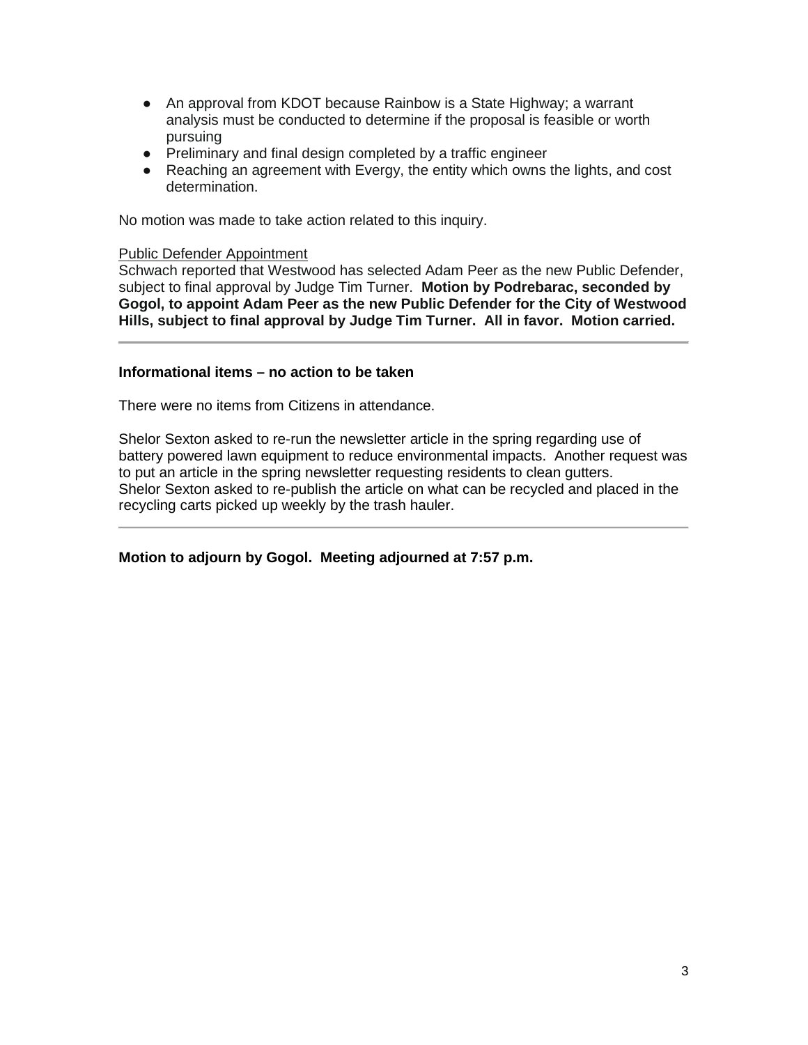- An approval from KDOT because Rainbow is a State Highway; a warrant analysis must be conducted to determine if the proposal is feasible or worth pursuing
- Preliminary and final design completed by a traffic engineer
- Reaching an agreement with Evergy, the entity which owns the lights, and cost determination.

No motion was made to take action related to this inquiry.

Public Defender Appointment

Schwach reported that Westwood has selected Adam Peer as the new Public Defender, subject to final approval by Judge Tim Turner. **Motion by Podrebarac, seconded by Gogol, to appoint Adam Peer as the new Public Defender for the City of Westwood Hills, subject to final approval by Judge Tim Turner. All in favor. Motion carried.**

---

**Informational items – no action to be taken**

There were no items from Citizens in attendance.

Shelor Sexton asked to re-run the newsletter article in the spring regarding use of battery powered lawn equipment to reduce environmental impacts. Another request was to put an article in the spring newsletter requesting residents to clean gutters.
Shelor Sexton asked to re-publish the article on what can be recycled and placed in the recycling carts picked up weekly by the trash hauler.

---

**Motion to adjourn by Gogol. Meeting adjourned at 7:57 p.m.**